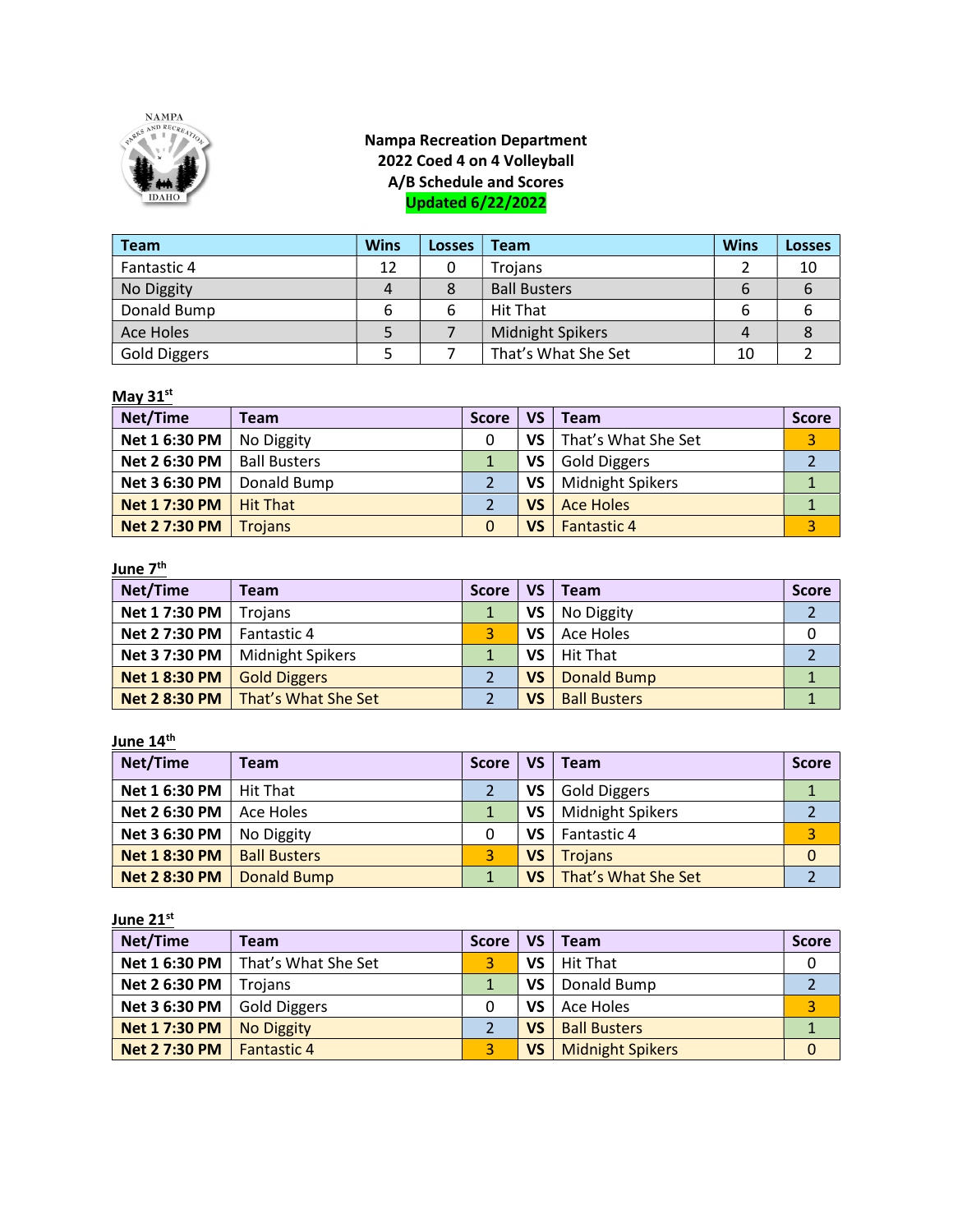**Nampa Recreation Department**
**2022 Coed 4 on 4 Volleyball**
**A/B Schedule and Scores**
**Updated 6/22/2022**

| Team | Wins | Losses | Team | Wins | Losses |
|---|---|---|---|---|---|
| Fantastic 4 | 12 | 0 | Trojans | 2 | 10 |
| No Diggity | 4 | 8 | Ball Busters | 6 | 6 |
| Donald Bump | 6 | 6 | Hit That | 6 | 6 |
| Ace Holes | 5 | 7 | Midnight Spikers | 4 | 8 |
| Gold Diggers | 5 | 7 | That's What She Set | 10 | 2 |

**May 31st**

| Net/Time | Team | Score | VS | Team | Score |
|---|---|---|---|---|---|
| Net 1 6:30 PM | No Diggity | 0 | VS | That's What She Set | 3 |
| Net 2 6:30 PM | Ball Busters | 1 | VS | Gold Diggers | 2 |
| Net 3 6:30 PM | Donald Bump | 2 | VS | Midnight Spikers | 1 |
| Net 1 7:30 PM | Hit That | 2 | VS | Ace Holes | 1 |
| Net 2 7:30 PM | Trojans | 0 | VS | Fantastic 4 | 3 |

**June 7th**

| Net/Time | Team | Score | VS | Team | Score |
|---|---|---|---|---|---|
| Net 1 7:30 PM | Trojans | 1 | VS | No Diggity | 2 |
| Net 2 7:30 PM | Fantastic 4 | 3 | VS | Ace Holes | 0 |
| Net 3 7:30 PM | Midnight Spikers | 1 | VS | Hit That | 2 |
| Net 1 8:30 PM | Gold Diggers | 2 | VS | Donald Bump | 1 |
| Net 2 8:30 PM | That's What She Set | 2 | VS | Ball Busters | 1 |

**June 14th**

| Net/Time | Team | Score | VS | Team | Score |
|---|---|---|---|---|---|
| Net 1 6:30 PM | Hit That | 2 | VS | Gold Diggers | 1 |
| Net 2 6:30 PM | Ace Holes | 1 | VS | Midnight Spikers | 2 |
| Net 3 6:30 PM | No Diggity | 0 | VS | Fantastic 4 | 3 |
| Net 1 8:30 PM | Ball Busters | 3 | VS | Trojans | 0 |
| Net 2 8:30 PM | Donald Bump | 1 | VS | That's What She Set | 2 |

**June 21st**

| Net/Time | Team | Score | VS | Team | Score |
|---|---|---|---|---|---|
| Net 1 6:30 PM | That's What She Set | 3 | VS | Hit That | 0 |
| Net 2 6:30 PM | Trojans | 1 | VS | Donald Bump | 2 |
| Net 3 6:30 PM | Gold Diggers | 0 | VS | Ace Holes | 3 |
| Net 1 7:30 PM | No Diggity | 2 | VS | Ball Busters | 1 |
| Net 2 7:30 PM | Fantastic 4 | 3 | VS | Midnight Spikers | 0 |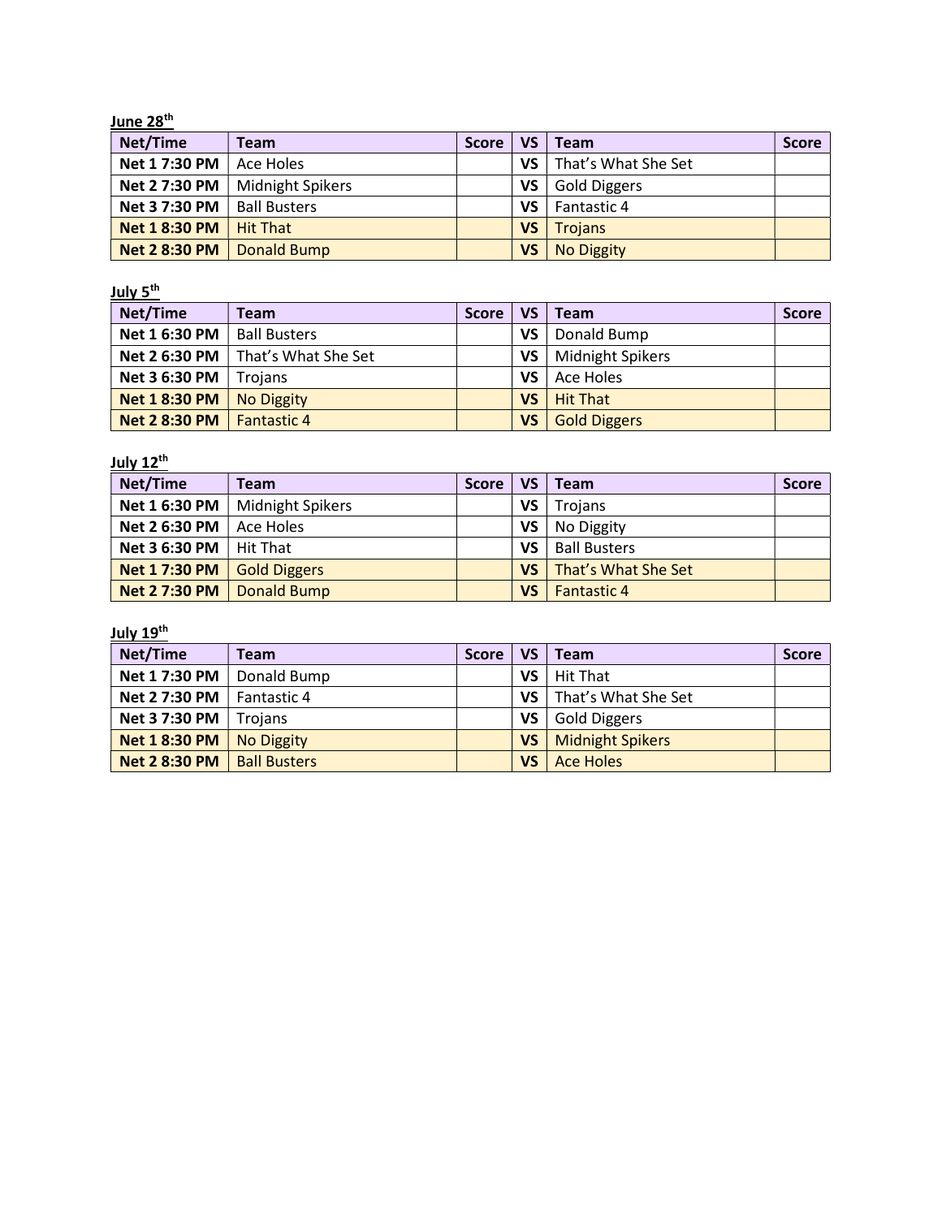**June 28th**

| Net/Time | Team | Score | VS | Team | Score |
|---|---|---|---|---|---|
| **Net 1 7:30 PM** | Ace Holes | | **VS** | That's What She Set | |
| **Net 2 7:30 PM** | Midnight Spikers | | **VS** | Gold Diggers | |
| **Net 3 7:30 PM** | Ball Busters | | **VS** | Fantastic 4 | |
| **Net 1 8:30 PM** | Hit That | | **VS** | Trojans | |
| **Net 2 8:30 PM** | Donald Bump | | **VS** | No Diggity | |

**July 5th**

| Net/Time | Team | Score | VS | Team | Score |
|---|---|---|---|---|---|
| **Net 1 6:30 PM** | Ball Busters | | **VS** | Donald Bump | |
| **Net 2 6:30 PM** | That's What She Set | | **VS** | Midnight Spikers | |
| **Net 3 6:30 PM** | Trojans | | **VS** | Ace Holes | |
| **Net 1 8:30 PM** | No Diggity | | **VS** | Hit That | |
| **Net 2 8:30 PM** | Fantastic 4 | | **VS** | Gold Diggers | |

**July 12th**

| Net/Time | Team | Score | VS | Team | Score |
|---|---|---|---|---|---|
| **Net 1 6:30 PM** | Midnight Spikers | | **VS** | Trojans | |
| **Net 2 6:30 PM** | Ace Holes | | **VS** | No Diggity | |
| **Net 3 6:30 PM** | Hit That | | **VS** | Ball Busters | |
| **Net 1 7:30 PM** | Gold Diggers | | **VS** | That's What She Set | |
| **Net 2 7:30 PM** | Donald Bump | | **VS** | Fantastic 4 | |

**July 19th**

| Net/Time | Team | Score | VS | Team | Score |
|---|---|---|---|---|---|
| **Net 1 7:30 PM** | Donald Bump | | **VS** | Hit That | |
| **Net 2 7:30 PM** | Fantastic 4 | | **VS** | That's What She Set | |
| **Net 3 7:30 PM** | Trojans | | **VS** | Gold Diggers | |
| **Net 1 8:30 PM** | No Diggity | | **VS** | Midnight Spikers | |
| **Net 2 8:30 PM** | Ball Busters | | **VS** | Ace Holes | |